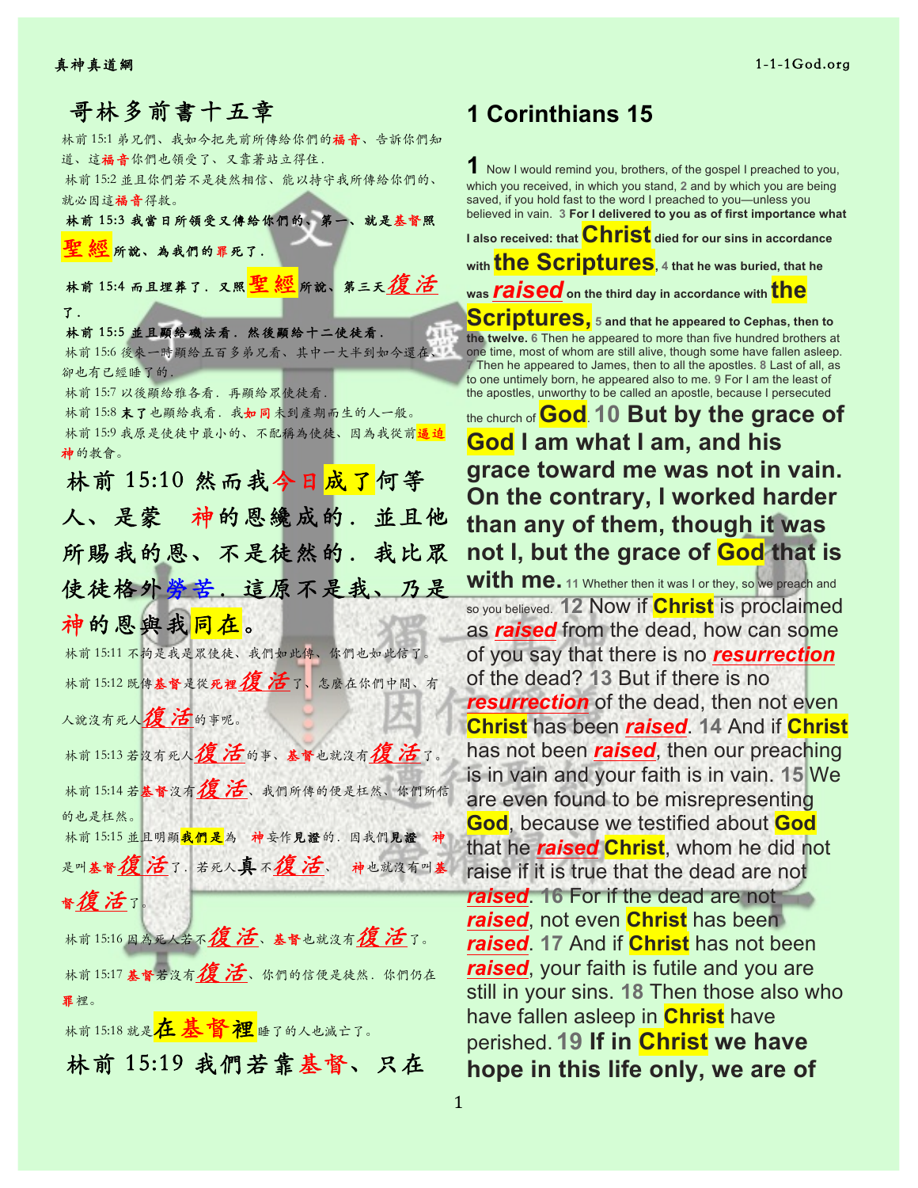# 哥林多前書十五章

林前 15:1 弟兄們、我如今把先前所傳給你們的**福音**、告訴你們知道、這**福音**你們也領受了、又靠著站立得住.

林前 15:2 並且你們若不是徒然相信、能以持守我所傳給你們的、就必因這**福音**得救。

**林前 15:3 我當日所領受又傳給你們的、第一、就是基督照聖經所說、為我們的罪死了.**

**林前 15:4 而且埋葬了．又照聖經所說、第三天*復活*了.**

**林前 15:5 並且顯給磯法看．然後顯給十二使徒看.**

林前 15:6 後來一時顯給五百多弟兄看、其中一大半到如今還在、卻也有已經睡了的.

林前 15:7 以後顯給雅各看．再顯給眾使徒看.

林前 15:8 **末了**也顯給我看．我**如同**未到產期而生的人一般。

林前 15:9 我原是使徒中最小的、不配稱為使徒、因為我從前**逼迫神**的教會。

## 林前 15:10 然而我今日成了何等人、是蒙 神的恩纔成的．並且他所賜我的恩、不是徒然的．我比眾使徒格外勞苦．這原不是我、乃是神的恩與我同在。

林前 15:11 不拘是我是眾使徒、我們如此傳、你們也如此信了。

林前 15:12 既傳**基督**是從**死裡***復活*了、怎麼在你們中間、有人說沒有死人*復活*的事呢。

林前 15:13 若沒有死人*復活*的事、**基督**也就沒有*復活*了。

林前 15:14 若**基督**沒有*復活*、我們所傳的便是枉然、你們所信的也是枉然。

林前 15:15 並且明顯**我們是**為 **神**妄作**見證**的．因我們**見證** **神**是叫**基督***復活*了．若死人**真**不*復活*、 **神**也就沒有叫**基督***復活*了。

林前 15:16 因為死人若不*復活*、**基督**也就沒有*復活*了。

林前 15:17 **基督**若沒有*復活*、你們的信便是徒然．你們仍在**罪**裡。

林前 15:18 就是**在基督裡**睡了的人也滅亡了。

## 林前 15:19 我們若靠基督、只在

# 1 Corinthians 15

**1** Now I would remind you, brothers, of the gospel I preached to you, which you received, in which you stand, **2** and by which you are being saved, if you hold fast to the word I preached to you—unless you believed in vain. **3 For I delivered to you as of first importance what I also received: that Christ died for our sins in accordance with the Scriptures, 4 that he was buried, that he was *raised* on the third day in accordance with the Scriptures, 5 and that he appeared to Cephas, then to the twelve.** **6** Then he appeared to more than five hundred brothers at one time, most of whom are still alive, though some have fallen asleep. **7** Then he appeared to James, then to all the apostles. **8** Last of all, as to one untimely born, he appeared also to me. **9** For I am the least of the apostles, unworthy to be called an apostle, because I persecuted the church of **God**. **10 But by the grace of God I am what I am, and his grace toward me was not in vain. On the contrary, I worked harder than any of them, though it was not I, but the grace of God that is with me.** **11** Whether then it was I or they, so we preach and so you believed. **12** Now if **Christ** is proclaimed as ***raised*** from the dead, how can some of you say that there is no ***resurrection*** of the dead? **13** But if there is no ***resurrection*** of the dead, then not even **Christ** has been ***raised***. **14** And if **Christ** has not been ***raised***, then our preaching is in vain and your faith is in vain. **15** We are even found to be misrepresenting **God**, because we testified about **God** that he ***raised*** **Christ**, whom he did not raise if it is true that the dead are not ***raised***. **16** For if the dead are not ***raised***, not even **Christ** has been ***raised***. **17** And if **Christ** has not been ***raised***, your faith is futile and you are still in your sins. **18** Then those also who have fallen asleep in **Christ** have perished. **19 If in Christ we have hope in this life only, we are of**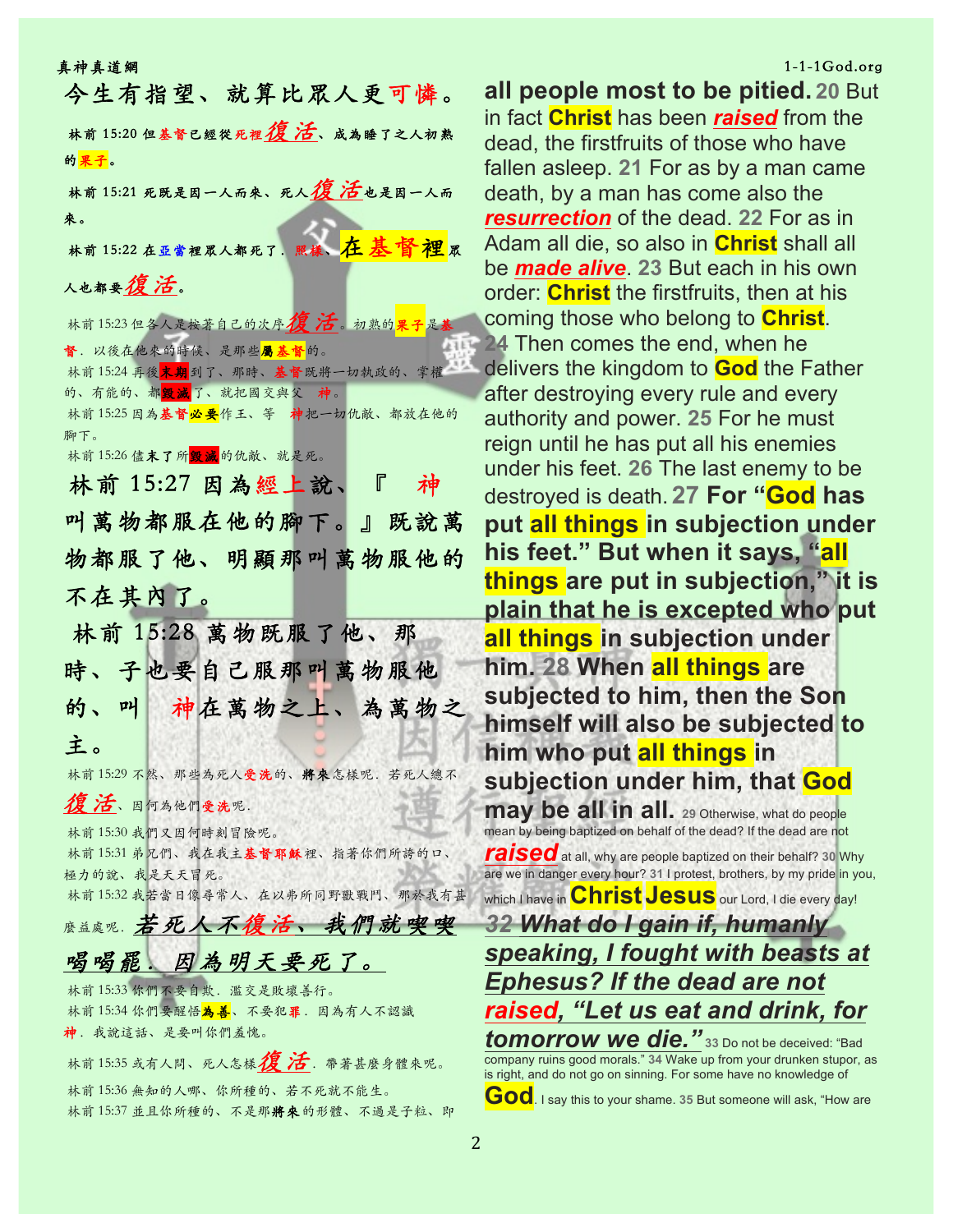今生有指望、就算比眾人更可憐。

林前 15:20 但基督已經從死裡復活、成為睡了之人初熟的果子。

林前 15:21 死既是因一人而來、死人復活也是因一人而來。

林前 15:22 在亞當裡眾人都死了．照樣、在基督裡眾人也都要復活。

林前 15:23 但各人是按著自己的次序復活。初熟的果子是基督．以後在他來的時候、是那些屬基督的。

林前 15:24 再後末期到了、那時、基督既將一切執政的、掌權的、有能的、都毀滅了、就把國交與父 神。

林前 15:25 因為基督必要作王、等 神把一切仇敵、都放在他的腳下。

林前 15:26 儘末了所毀滅的仇敵、就是死。

**林前 15:27 因為經上說、『 神叫萬物都服在他的腳下。』既說萬物都服了他、明顯那叫萬物服他的不在其內了。**

**林前 15:28 萬物既服了他、那時、子也要自己服那叫萬物服他的、叫 神在萬物之上、為萬物之主。**

林前 15:29 不然、那些為死人受洗的、將來怎樣呢．若死人總不復活、因何為他們受洗呢．

林前 15:30 我們又因何時刻冒險呢。

林前 15:31 弟兄們、我在我主基督耶穌裡、指著你們所誇的口、極力的說、我是天天冒死。

林前 15:32 我若當日像尋常人、在以弗所同野獸戰鬥、那於我有甚麼益處呢．*若死人不復活、我們就喫喫喝喝罷．因為明天要死了。*

林前 15:33 你們不要自欺．濫交是敗壞善行。

林前 15:34 你們要醒悟為善、不要犯罪．因為有人不認識神．我說這話、是要叫你們羞愧。

林前 15:35 或有人問、死人怎樣復活．帶著甚麼身體來呢。

林前 15:36 無知的人哪、你所種的、若不死就不能生。

林前 15:37 並且你所種的、不是那將來的形體、不過是子粒、即

all people most to be pitied. 20 But in fact Christ has been *raised* from the dead, the firstfruits of those who have fallen asleep. 21 For as by a man came death, by a man has come also the *resurrection* of the dead. 22 For as in Adam all die, so also in Christ shall all be *made alive*. 23 But each in his own order: Christ the firstfruits, then at his coming those who belong to Christ. 24 Then comes the end, when he delivers the kingdom to God the Father after destroying every rule and every authority and power. 25 For he must reign until he has put all his enemies under his feet. 26 The last enemy to be destroyed is death. **27 For "God has put all things in subjection under his feet." But when it says, "all things are put in subjection," it is plain that he is excepted who put all things in subjection under him. 28 When all things are subjected to him, then the Son himself will also be subjected to him who put all things in subjection under him, that God may be all in all.** 29 Otherwise, what do people mean by being baptized on behalf of the dead? If the dead are not *raised* at all, why are people baptized on their behalf? 30 Why are we in danger every hour? 31 I protest, brothers, by my pride in you, which I have in Christ Jesus our Lord, I die every day! ***32 What do I gain if, humanly speaking, I fought with beasts at Ephesus? If the dead are not raised, "Let us eat and drink, for tomorrow we die."*** 33 Do not be deceived: "Bad company ruins good morals." 34 Wake up from your drunken stupor, as is right, and do not go on sinning. For some have no knowledge of God. I say this to your shame. 35 But someone will ask, "How are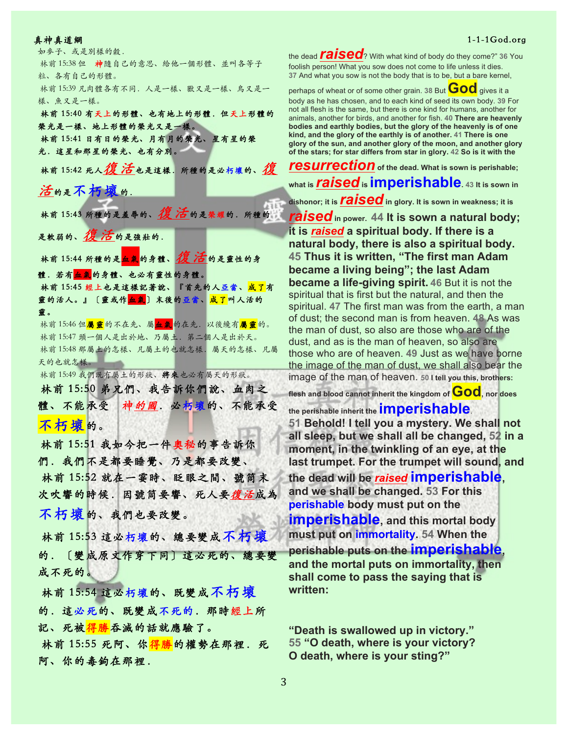如麥子、或是別樣的穀．

林前 15:38 但 神隨自己的意思、給他一個形體、並叫各等子粒、各有自己的形體。

林前 15:39 凡肉體各有不同．人是一樣、獸又是一樣、鳥又是一樣、魚又是一樣。

**林前 15:40 有天上的形體、也有地上的形體．但天上形體的榮光是一樣、地上形體的榮光又是一樣。**

**林前 15:41 日有日的榮光、月有月的榮光、星有星的榮光．這星和那星的榮光、也有分別。**

**林前 15:42 死人*復活*也是這樣．所種的是必朽壞的、*復活*的是不朽壞的．**

**林前 15:43 所種的是羞辱的、*復活*的是榮耀的．所種的是軟弱的、*復活*的是強壯的．**

**林前 15:44 所種的是血氣的身體、*復活*的是靈性的身體．若有血氣的身體、也必有靈性的身體。**

**林前 15:45 經上也是這樣記著說、『首先的人亞當、成了有靈的活人。』〔靈或作血氣〕末後的亞當、成了叫人活的靈。**

林前 15:46 但屬靈的不在先、屬血氣的在先．以後纔有屬靈的。

林前 15:47 頭一個人是出於地、乃屬土．第二個人是出於天。

林前 15:48 那屬土的怎樣、凡屬土的也就怎樣．屬天的怎樣、凡屬天的也就怎樣。

林前 15:49 我們既有屬土的形狀、將來也必有屬天的形狀。

林前 15:50 弟兄們、我告訴你們說、血肉之體、不能承受 神的國．必朽壞的、不能承受不朽壞的。

林前 15:51 我如今把一件奧秘的事告訴你們．我們不是都要睡覺、乃是都要改變、

林前 15:52 就在一霎時、眨眼之間、號筒末次吹響的時候．因號筒要響、死人要*復活*成為不朽壞的、我們也要改變。

林前 15:53 這必朽壞的、總要變成不朽壞的．〔變成原文作穿下同〕這必死的、總要變成不死的。

林前 15:54 這必朽壞的、既變成不朽壞的．這必死的、既變成不死的．那時經上所記、死被得勝吞滅的話就應驗了。

林前 15:55 死阿、你得勝的權勢在那裡．死阿、你的毒鈎在那裡．

the dead ***raised***? With what kind of body do they come?” 36 You foolish person! What you sow does not come to life unless it dies. 37 And what you sow is not the body that is to be, but a bare kernel, perhaps of wheat or of some other grain. 38 But **God** gives it a body as he has chosen, and to each kind of seed its own body. 39 For not all flesh is the same, but there is one kind for humans, another for animals, another for birds, and another for fish. **40 There are heavenly bodies and earthly bodies, but the glory of the heavenly is of one kind, and the glory of the earthly is of another. 41 There is one glory of the sun, and another glory of the moon, and another glory of the stars; for star differs from star in glory. 42 So is it with the *resurrection* of the dead. What is sown is perishable; what is *raised* is imperishable. 43 It is sown in dishonor; it is *raised* in glory. It is sown in weakness; it is *raised* in power. 44 It is sown a natural body; it is *raised* a spiritual body. If there is a natural body, there is also a spiritual body. 45 Thus it is written, “The first man Adam became a living being”; the last Adam became a life-giving spirit.** 46 But it is not the spiritual that is first but the natural, and then the spiritual. 47 The first man was from the earth, a man of dust; the second man is from heaven. 48 As was the man of dust, so also are those who are of the dust, and as is the man of heaven, so also are those who are of heaven. 49 Just as we have borne the image of the man of dust, we shall also bear the image of the man of heaven. **50 I tell you this, brothers: flesh and blood cannot inherit the kingdom of God, nor does the perishable inherit the imperishable. 51 Behold! I tell you a mystery. We shall not all sleep, but we shall all be changed, 52 in a moment, in the twinkling of an eye, at the last trumpet. For the trumpet will sound, and the dead will be *raised* imperishable, and we shall be changed. 53 For this perishable body must put on the imperishable, and this mortal body must put on immortality. 54 When the perishable puts on the imperishable, and the mortal puts on immortality, then shall come to pass the saying that is written:**

**“Death is swallowed up in victory.”
55 “O death, where is your victory?
O death, where is your sting?”**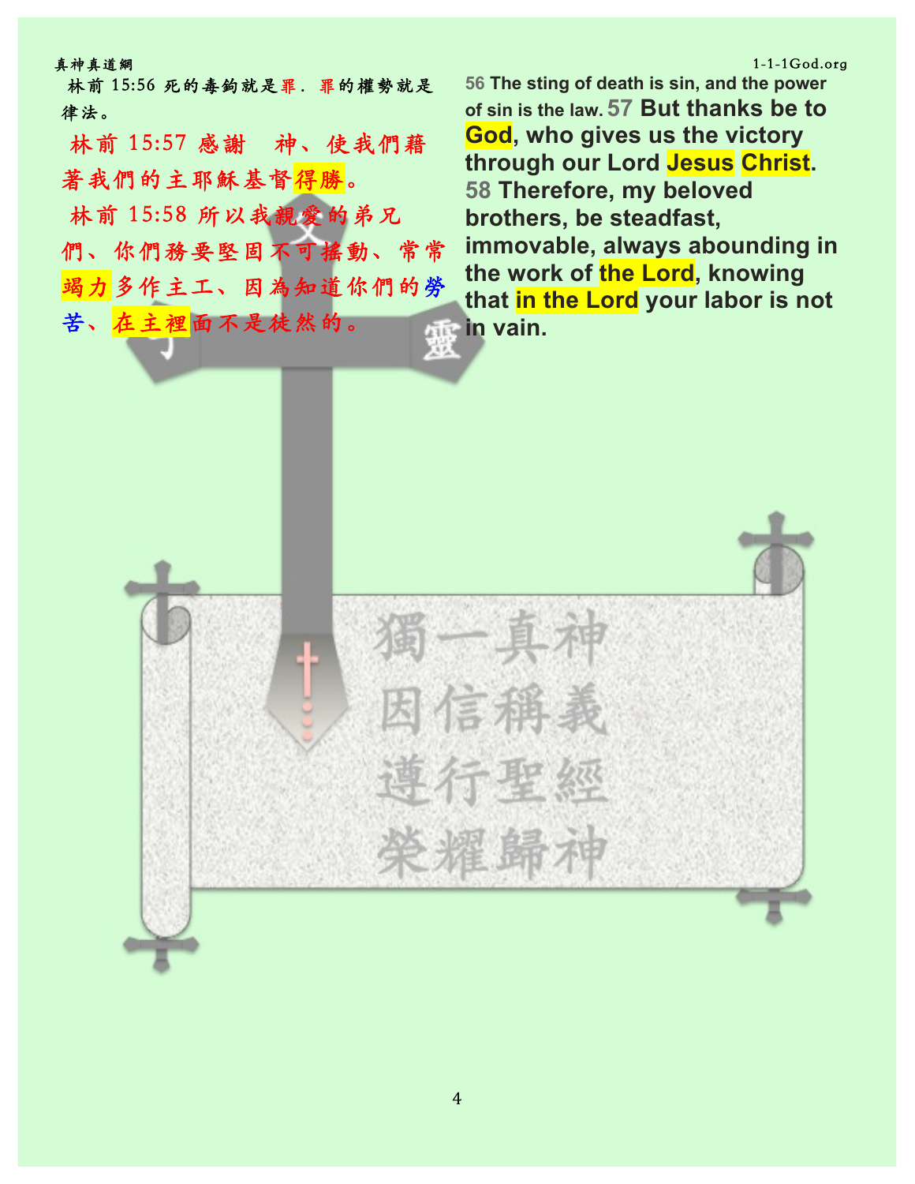林前 15:56 死的毒鉤就是罪．罪的權勢就是律法。

林前 15:57 感謝　神、使我們藉著我們的主耶穌基督得勝。

林前 15:58 所以我親愛的弟兄們、你們務要堅固不可搖動、常常竭力多作主工、因為知道你們的勞苦、在主裡面不是徒然的。

56 The sting of death is sin, and the power of sin is the law. 57 But thanks be to God, who gives us the victory through our Lord Jesus Christ. 58 Therefore, my beloved brothers, be steadfast, immovable, always abounding in the work of the Lord, knowing that in the Lord your labor is not in vain.

獨一真神
因信稱義
遵行聖經
榮耀歸神